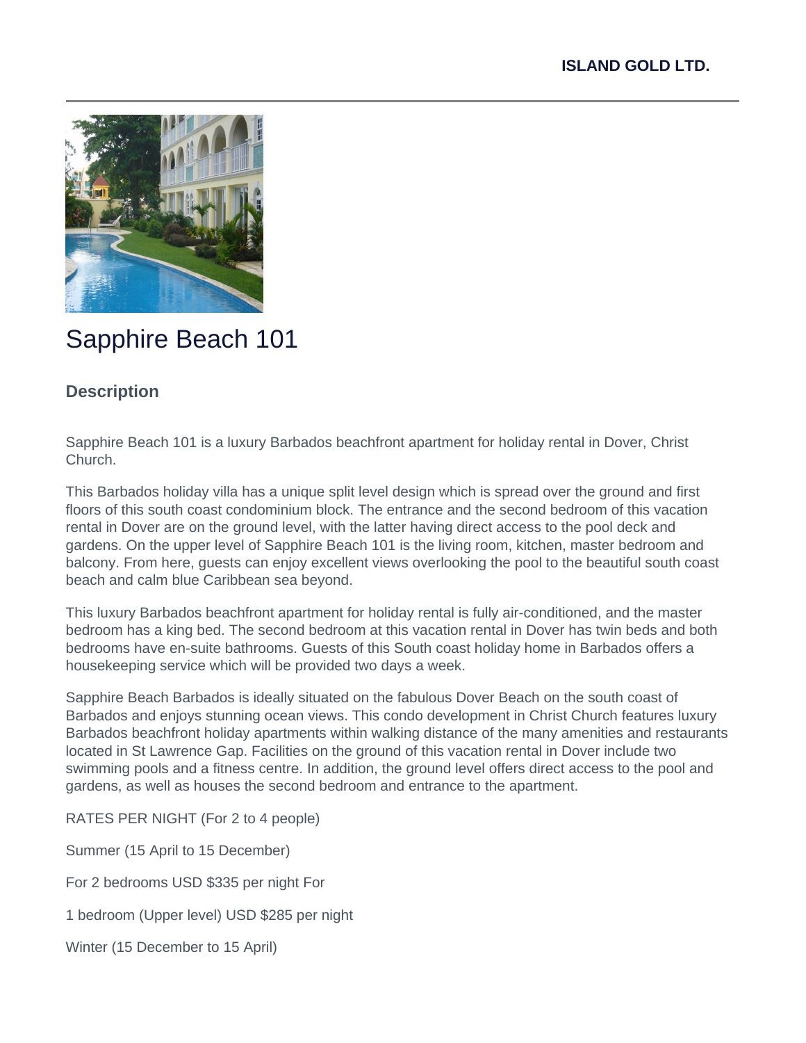**ISLAND GOLD LTD.**

# Sapphire Beach 101

## Description

Sapphire Beach 101 is a luxury Barbados beachfront apartment for holiday rental in Dover, Christ Church.

This Barbados holiday villa has a unique split level design which is spread over the ground and first floors of this south coast condominium block. The entrance and the second bedroom of this vacation rental in Dover are on the ground level, with the latter having direct access to the pool deck and gardens. On the upper level of Sapphire Beach 101 is the living room, kitchen, master bedroom and balcony. From here, guests can enjoy excellent views overlooking the pool to the beautiful south coast beach and calm blue Caribbean sea beyond.

This luxury Barbados beachfront apartment for holiday rental is fully air-conditioned, and the master bedroom has a king bed. The second bedroom at this vacation rental in Dover has twin beds and both bedrooms have en-suite bathrooms. Guests of this South coast holiday home in Barbados offers a housekeeping service which will be provided two days a week.

Sapphire Beach Barbados is ideally situated on the fabulous Dover Beach on the south coast of Barbados and enjoys stunning ocean views. This condo development in Christ Church features luxury Barbados beachfront holiday apartments within walking distance of the many amenities and restaurants located in St Lawrence Gap. Facilities on the ground of this vacation rental in Dover include two swimming pools and a fitness centre. In addition, the ground level offers direct access to the pool and gardens, as well as houses the second bedroom and entrance to the apartment.

RATES PER NIGHT (For 2 to 4 people)

Summer (15 April to 15 December)

For 2 bedrooms USD $335 per night For

1 bedroom (Upper level) USD $285 per night

Winter (15 December to 15 April)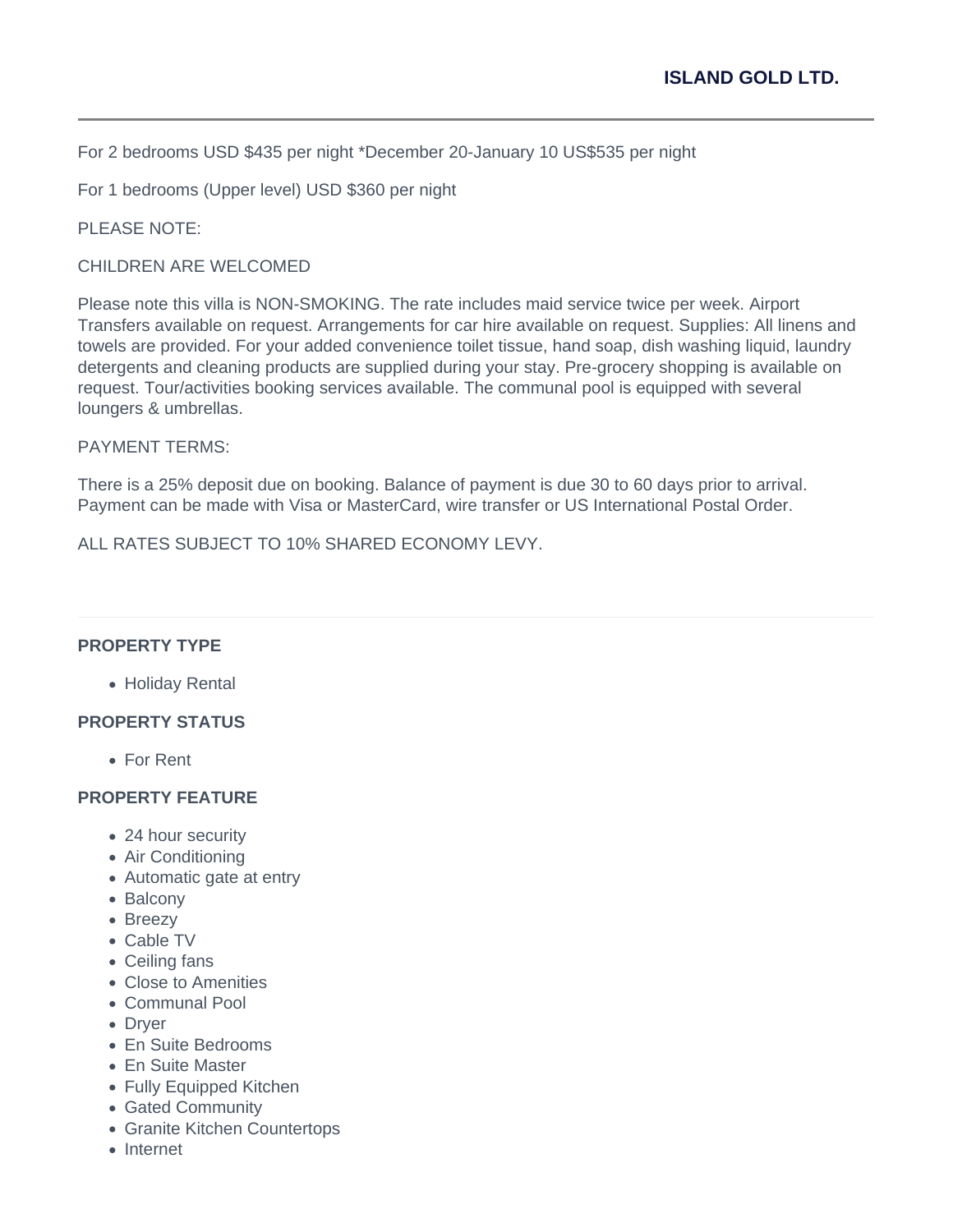For 2 bedrooms USD $435 per night *December 20-January 10 US$535 per night

For 1 bedrooms (Upper level) USD $360 per night

PLEASE NOTE:

CHILDREN ARE WELCOMED

Please note this villa is NON-SMOKING. The rate includes maid service twice per week. Airport Transfers available on request. Arrangements for car hire available on request. Supplies: All linens and towels are provided. For your added convenience toilet tissue, hand soap, dish washing liquid, laundry detergents and cleaning products are supplied during your stay. Pre-grocery shopping is available on request. Tour/activities booking services available. The communal pool is equipped with several loungers & umbrellas.

PAYMENT TERMS:

There is a 25% deposit due on booking. Balance of payment is due 30 to 60 days prior to arrival. Payment can be made with Visa or MasterCard, wire transfer or US International Postal Order.

ALL RATES SUBJECT TO 10% SHARED ECONOMY LEVY.

---

**PROPERTY TYPE**

- Holiday Rental

**PROPERTY STATUS**

- For Rent

**PROPERTY FEATURE**

- 24 hour security
- Air Conditioning
- Automatic gate at entry
- Balcony
- Breezy
- Cable TV
- Ceiling fans
- Close to Amenities
- Communal Pool
- Dryer
- En Suite Bedrooms
- En Suite Master
- Fully Equipped Kitchen
- Gated Community
- Granite Kitchen Countertops
- Internet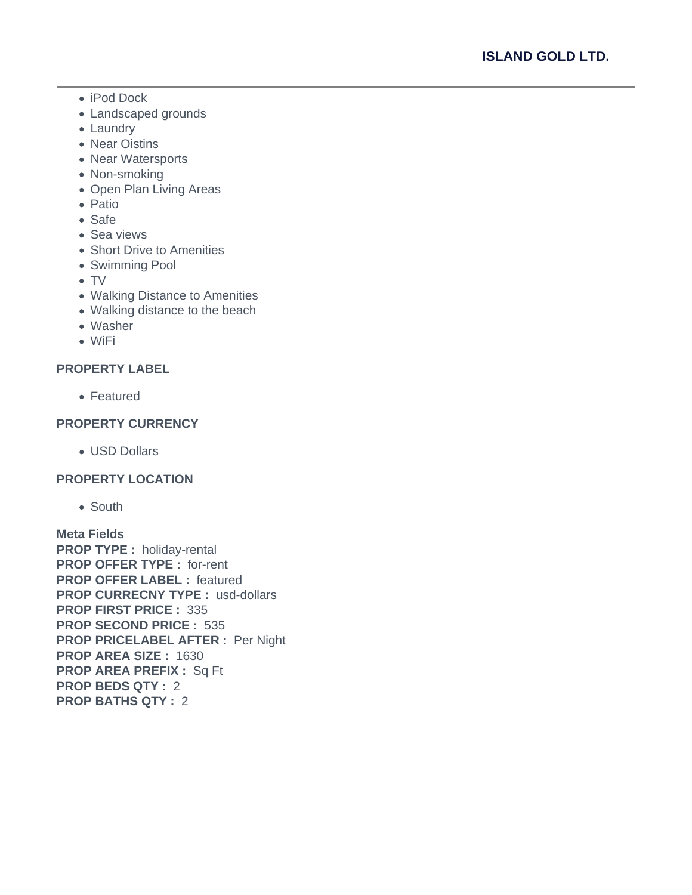- iPod Dock
- Landscaped grounds
- Laundry
- Near Oistins
- Near Watersports
- Non-smoking
- Open Plan Living Areas
- Patio
- Safe
- Sea views
- Short Drive to Amenities
- Swimming Pool
- TV
- Walking Distance to Amenities
- Walking distance to the beach
- Washer
- WiFi

**PROPERTY LABEL**

- Featured

**PROPERTY CURRENCY**

- USD Dollars

**PROPERTY LOCATION**

- South

**Meta Fields**
**PROP TYPE :** holiday-rental
**PROP OFFER TYPE :** for-rent
**PROP OFFER LABEL :** featured
**PROP CURRECNY TYPE :** usd-dollars
**PROP FIRST PRICE :** 335
**PROP SECOND PRICE :** 535
**PROP PRICELABEL AFTER :** Per Night
**PROP AREA SIZE :** 1630
**PROP AREA PREFIX :** Sq Ft
**PROP BEDS QTY :** 2
**PROP BATHS QTY :** 2